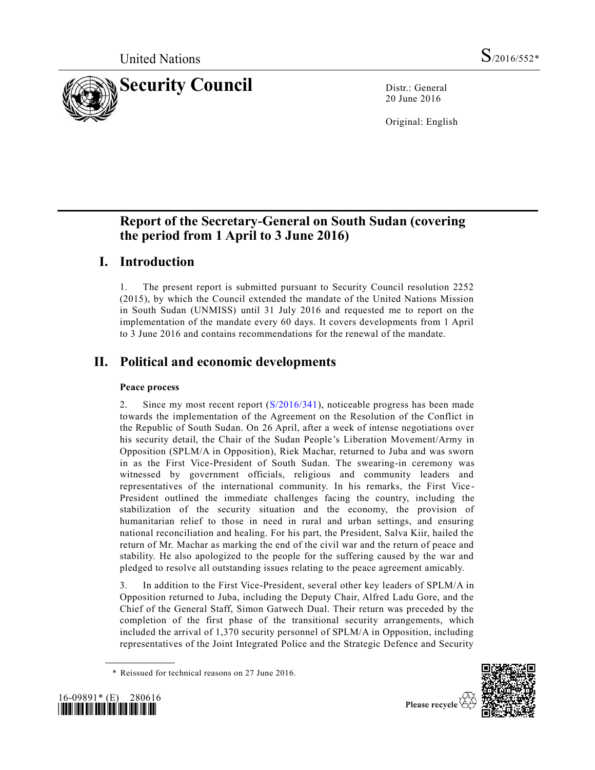United Nations

S/2016/552*

# Security Council

Distr.: General
20 June 2016

Original: English

# Report of the Secretary-General on South Sudan (covering the period from 1 April to 3 June 2016)

## I. Introduction

1. The present report is submitted pursuant to Security Council resolution 2252 (2015), by which the Council extended the mandate of the United Nations Mission in South Sudan (UNMISS) until 31 July 2016 and requested me to report on the implementation of the mandate every 60 days. It covers developments from 1 April to 3 June 2016 and contains recommendations for the renewal of the mandate.

## II. Political and economic developments

### Peace process

2. Since my most recent report (S/2016/341), noticeable progress has been made towards the implementation of the Agreement on the Resolution of the Conflict in the Republic of South Sudan. On 26 April, after a week of intense negotiations over his security detail, the Chair of the Sudan People's Liberation Movement/Army in Opposition (SPLM/A in Opposition), Riek Machar, returned to Juba and was sworn in as the First Vice-President of South Sudan. The swearing-in ceremony was witnessed by government officials, religious and community leaders and representatives of the international community. In his remarks, the First Vice-President outlined the immediate challenges facing the country, including the stabilization of the security situation and the economy, the provision of humanitarian relief to those in need in rural and urban settings, and ensuring national reconciliation and healing. For his part, the President, Salva Kiir, hailed the return of Mr. Machar as marking the end of the civil war and the return of peace and stability. He also apologized to the people for the suffering caused by the war and pledged to resolve all outstanding issues relating to the peace agreement amicably.

3. In addition to the First Vice-President, several other key leaders of SPLM/A in Opposition returned to Juba, including the Deputy Chair, Alfred Ladu Gore, and the Chief of the General Staff, Simon Gatwech Dual. Their return was preceded by the completion of the first phase of the transitional security arrangements, which included the arrival of 1,370 security personnel of SPLM/A in Opposition, including representatives of the Joint Integrated Police and the Strategic Defence and Security

\* Reissued for technical reasons on 27 June 2016.

16-09891* (E) 280616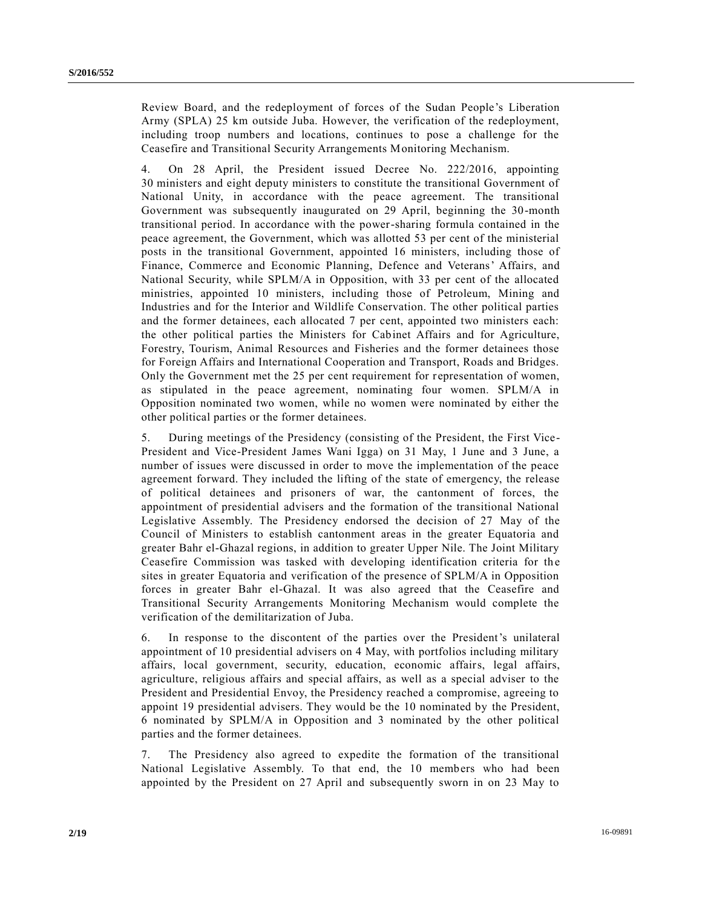Review Board, and the redeployment of forces of the Sudan People's Liberation Army (SPLA) 25 km outside Juba. However, the verification of the redeployment, including troop numbers and locations, continues to pose a challenge for the Ceasefire and Transitional Security Arrangements Monitoring Mechanism.

4. On 28 April, the President issued Decree No. 222/2016, appointing 30 ministers and eight deputy ministers to constitute the transitional Government of National Unity, in accordance with the peace agreement. The transitional Government was subsequently inaugurated on 29 April, beginning the 30-month transitional period. In accordance with the power-sharing formula contained in the peace agreement, the Government, which was allotted 53 per cent of the ministerial posts in the transitional Government, appointed 16 ministers, including those of Finance, Commerce and Economic Planning, Defence and Veterans' Affairs, and National Security, while SPLM/A in Opposition, with 33 per cent of the allocated ministries, appointed 10 ministers, including those of Petroleum, Mining and Industries and for the Interior and Wildlife Conservation. The other political parties and the former detainees, each allocated 7 per cent, appointed two ministers each: the other political parties the Ministers for Cabinet Affairs and for Agriculture, Forestry, Tourism, Animal Resources and Fisheries and the former detainees those for Foreign Affairs and International Cooperation and Transport, Roads and Bridges. Only the Government met the 25 per cent requirement for representation of women, as stipulated in the peace agreement, nominating four women. SPLM/A in Opposition nominated two women, while no women were nominated by either the other political parties or the former detainees.

5. During meetings of the Presidency (consisting of the President, the First Vice-President and Vice-President James Wani Igga) on 31 May, 1 June and 3 June, a number of issues were discussed in order to move the implementation of the peace agreement forward. They included the lifting of the state of emergency, the release of political detainees and prisoners of war, the cantonment of forces, the appointment of presidential advisers and the formation of the transitional National Legislative Assembly. The Presidency endorsed the decision of 27 May of the Council of Ministers to establish cantonment areas in the greater Equatoria and greater Bahr el-Ghazal regions, in addition to greater Upper Nile. The Joint Military Ceasefire Commission was tasked with developing identification criteria for the sites in greater Equatoria and verification of the presence of SPLM/A in Opposition forces in greater Bahr el-Ghazal. It was also agreed that the Ceasefire and Transitional Security Arrangements Monitoring Mechanism would complete the verification of the demilitarization of Juba.

6. In response to the discontent of the parties over the President's unilateral appointment of 10 presidential advisers on 4 May, with portfolios including military affairs, local government, security, education, economic affairs, legal affairs, agriculture, religious affairs and special affairs, as well as a special adviser to the President and Presidential Envoy, the Presidency reached a compromise, agreeing to appoint 19 presidential advisers. They would be the 10 nominated by the President, 6 nominated by SPLM/A in Opposition and 3 nominated by the other political parties and the former detainees.

7. The Presidency also agreed to expedite the formation of the transitional National Legislative Assembly. To that end, the 10 members who had been appointed by the President on 27 April and subsequently sworn in on 23 May to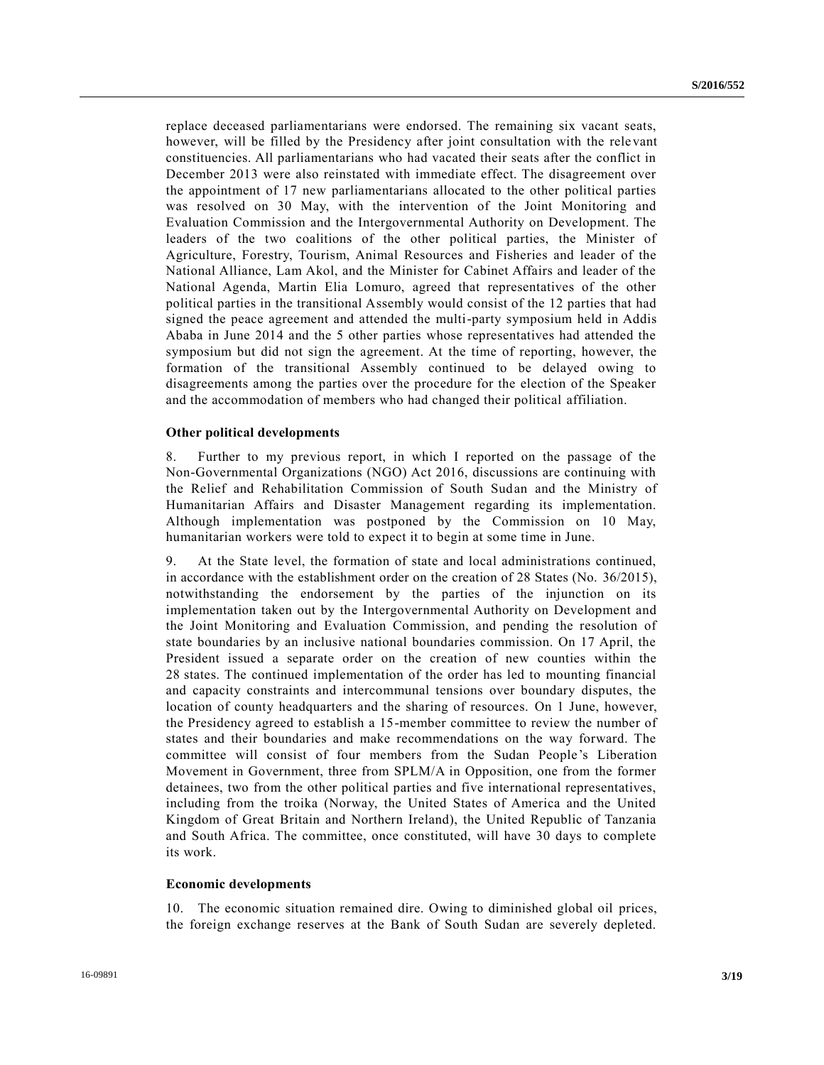replace deceased parliamentarians were endorsed. The remaining six vacant seats, however, will be filled by the Presidency after joint consultation with the relevant constituencies. All parliamentarians who had vacated their seats after the conflict in December 2013 were also reinstated with immediate effect. The disagreement over the appointment of 17 new parliamentarians allocated to the other political parties was resolved on 30 May, with the intervention of the Joint Monitoring and Evaluation Commission and the Intergovernmental Authority on Development. The leaders of the two coalitions of the other political parties, the Minister of Agriculture, Forestry, Tourism, Animal Resources and Fisheries and leader of the National Alliance, Lam Akol, and the Minister for Cabinet Affairs and leader of the National Agenda, Martin Elia Lomuro, agreed that representatives of the other political parties in the transitional Assembly would consist of the 12 parties that had signed the peace agreement and attended the multi-party symposium held in Addis Ababa in June 2014 and the 5 other parties whose representatives had attended the symposium but did not sign the agreement. At the time of reporting, however, the formation of the transitional Assembly continued to be delayed owing to disagreements among the parties over the procedure for the election of the Speaker and the accommodation of members who had changed their political affiliation.

**Other political developments**

8. Further to my previous report, in which I reported on the passage of the Non-Governmental Organizations (NGO) Act 2016, discussions are continuing with the Relief and Rehabilitation Commission of South Sudan and the Ministry of Humanitarian Affairs and Disaster Management regarding its implementation. Although implementation was postponed by the Commission on 10 May, humanitarian workers were told to expect it to begin at some time in June.

9. At the State level, the formation of state and local administrations continued, in accordance with the establishment order on the creation of 28 States (No. 36/2015), notwithstanding the endorsement by the parties of the injunction on its implementation taken out by the Intergovernmental Authority on Development and the Joint Monitoring and Evaluation Commission, and pending the resolution of state boundaries by an inclusive national boundaries commission. On 17 April, the President issued a separate order on the creation of new counties within the 28 states. The continued implementation of the order has led to mounting financial and capacity constraints and intercommunal tensions over boundary disputes, the location of county headquarters and the sharing of resources. On 1 June, however, the Presidency agreed to establish a 15-member committee to review the number of states and their boundaries and make recommendations on the way forward. The committee will consist of four members from the Sudan People's Liberation Movement in Government, three from SPLM/A in Opposition, one from the former detainees, two from the other political parties and five international representatives, including from the troika (Norway, the United States of America and the United Kingdom of Great Britain and Northern Ireland), the United Republic of Tanzania and South Africa. The committee, once constituted, will have 30 days to complete its work.

**Economic developments**

10. The economic situation remained dire. Owing to diminished global oil prices, the foreign exchange reserves at the Bank of South Sudan are severely depleted.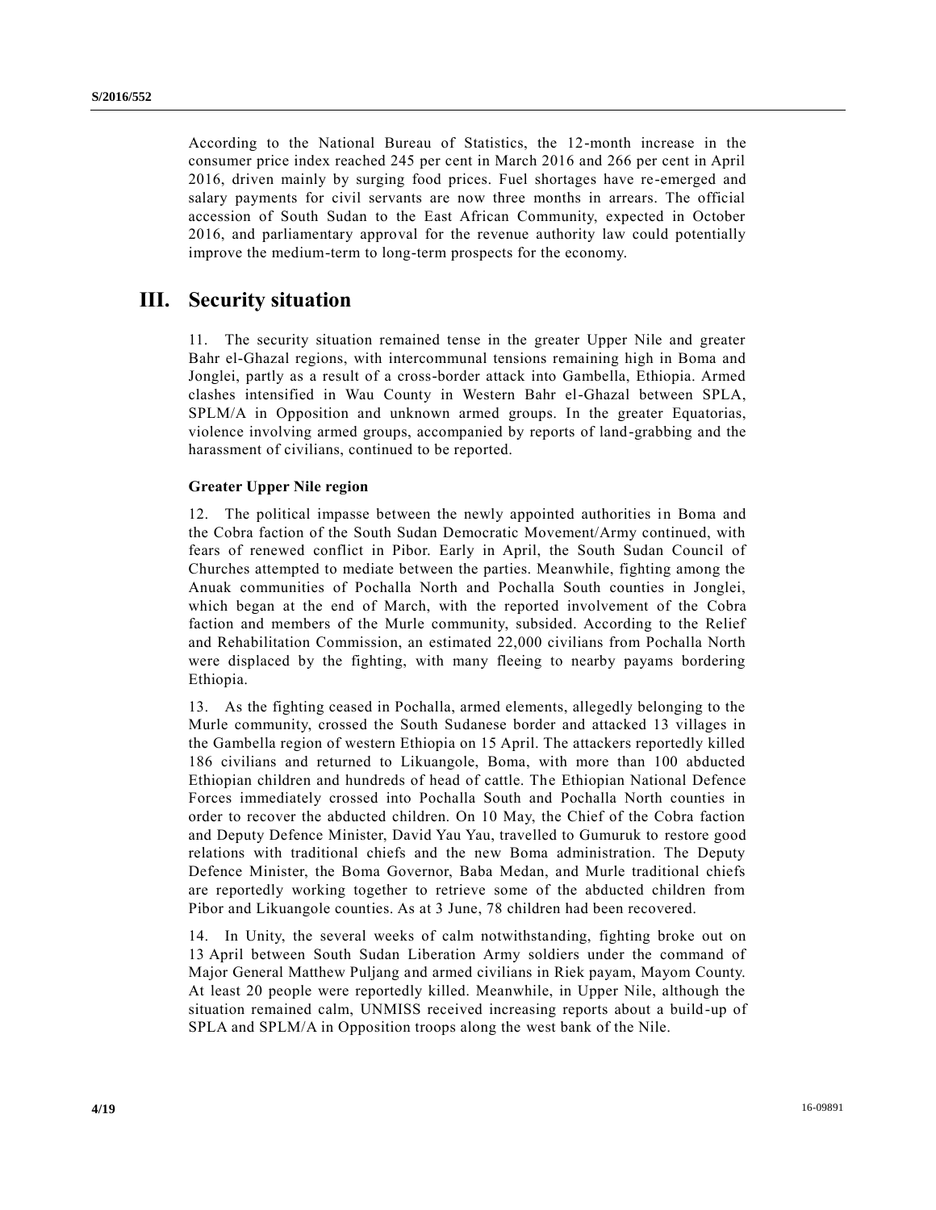According to the National Bureau of Statistics, the 12-month increase in the consumer price index reached 245 per cent in March 2016 and 266 per cent in April 2016, driven mainly by surging food prices. Fuel shortages have re-emerged and salary payments for civil servants are now three months in arrears. The official accession of South Sudan to the East African Community, expected in October 2016, and parliamentary approval for the revenue authority law could potentially improve the medium-term to long-term prospects for the economy.

# III. Security situation

11. The security situation remained tense in the greater Upper Nile and greater Bahr el-Ghazal regions, with intercommunal tensions remaining high in Boma and Jonglei, partly as a result of a cross-border attack into Gambella, Ethiopia. Armed clashes intensified in Wau County in Western Bahr el-Ghazal between SPLA, SPLM/A in Opposition and unknown armed groups. In the greater Equatorias, violence involving armed groups, accompanied by reports of land-grabbing and the harassment of civilians, continued to be reported.

### Greater Upper Nile region

12. The political impasse between the newly appointed authorities in Boma and the Cobra faction of the South Sudan Democratic Movement/Army continued, with fears of renewed conflict in Pibor. Early in April, the South Sudan Council of Churches attempted to mediate between the parties. Meanwhile, fighting among the Anuak communities of Pochalla North and Pochalla South counties in Jonglei, which began at the end of March, with the reported involvement of the Cobra faction and members of the Murle community, subsided. According to the Relief and Rehabilitation Commission, an estimated 22,000 civilians from Pochalla North were displaced by the fighting, with many fleeing to nearby payams bordering Ethiopia.

13. As the fighting ceased in Pochalla, armed elements, allegedly belonging to the Murle community, crossed the South Sudanese border and attacked 13 villages in the Gambella region of western Ethiopia on 15 April. The attackers reportedly killed 186 civilians and returned to Likuangole, Boma, with more than 100 abducted Ethiopian children and hundreds of head of cattle. The Ethiopian National Defence Forces immediately crossed into Pochalla South and Pochalla North counties in order to recover the abducted children. On 10 May, the Chief of the Cobra faction and Deputy Defence Minister, David Yau Yau, travelled to Gumuruk to restore good relations with traditional chiefs and the new Boma administration. The Deputy Defence Minister, the Boma Governor, Baba Medan, and Murle traditional chiefs are reportedly working together to retrieve some of the abducted children from Pibor and Likuangole counties. As at 3 June, 78 children had been recovered.

14. In Unity, the several weeks of calm notwithstanding, fighting broke out on 13 April between South Sudan Liberation Army soldiers under the command of Major General Matthew Puljang and armed civilians in Riek payam, Mayom County. At least 20 people were reportedly killed. Meanwhile, in Upper Nile, although the situation remained calm, UNMISS received increasing reports about a build-up of SPLA and SPLM/A in Opposition troops along the west bank of the Nile.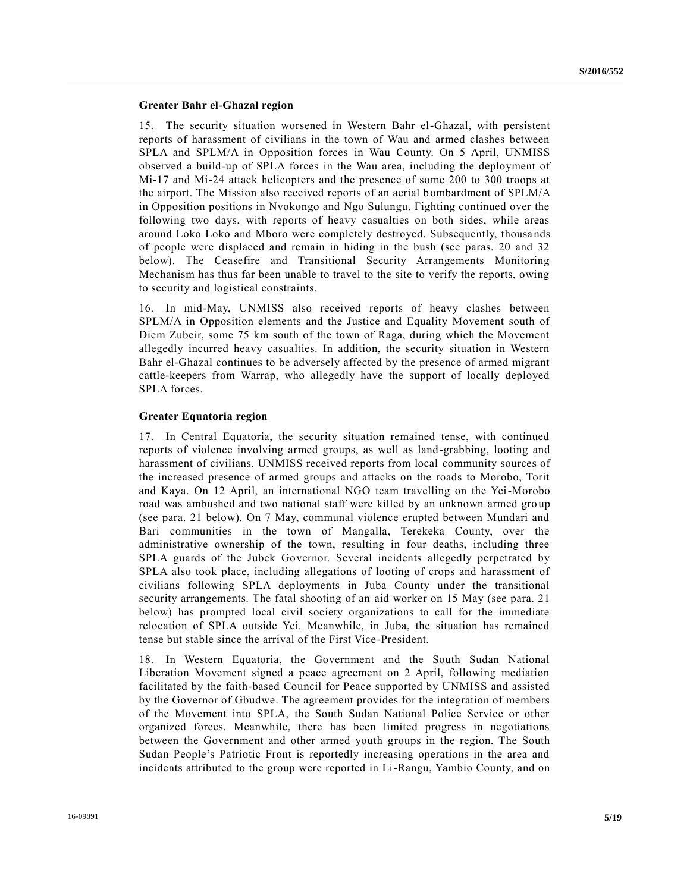### Greater Bahr el-Ghazal region

15. The security situation worsened in Western Bahr el-Ghazal, with persistent reports of harassment of civilians in the town of Wau and armed clashes between SPLA and SPLM/A in Opposition forces in Wau County. On 5 April, UNMISS observed a build-up of SPLA forces in the Wau area, including the deployment of Mi-17 and Mi-24 attack helicopters and the presence of some 200 to 300 troops at the airport. The Mission also received reports of an aerial bombardment of SPLM/A in Opposition positions in Nvokongo and Ngo Sulungu. Fighting continued over the following two days, with reports of heavy casualties on both sides, while areas around Loko Loko and Mboro were completely destroyed. Subsequently, thousands of people were displaced and remain in hiding in the bush (see paras. 20 and 32 below). The Ceasefire and Transitional Security Arrangements Monitoring Mechanism has thus far been unable to travel to the site to verify the reports, owing to security and logistical constraints.

16. In mid-May, UNMISS also received reports of heavy clashes between SPLM/A in Opposition elements and the Justice and Equality Movement south of Diem Zubeir, some 75 km south of the town of Raga, during which the Movement allegedly incurred heavy casualties. In addition, the security situation in Western Bahr el-Ghazal continues to be adversely affected by the presence of armed migrant cattle-keepers from Warrap, who allegedly have the support of locally deployed SPLA forces.

### Greater Equatoria region

17. In Central Equatoria, the security situation remained tense, with continued reports of violence involving armed groups, as well as land-grabbing, looting and harassment of civilians. UNMISS received reports from local community sources of the increased presence of armed groups and attacks on the roads to Morobo, Torit and Kaya. On 12 April, an international NGO team travelling on the Yei-Morobo road was ambushed and two national staff were killed by an unknown armed group (see para. 21 below). On 7 May, communal violence erupted between Mundari and Bari communities in the town of Mangalla, Terekeka County, over the administrative ownership of the town, resulting in four deaths, including three SPLA guards of the Jubek Governor. Several incidents allegedly perpetrated by SPLA also took place, including allegations of looting of crops and harassment of civilians following SPLA deployments in Juba County under the transitional security arrangements. The fatal shooting of an aid worker on 15 May (see para. 21 below) has prompted local civil society organizations to call for the immediate relocation of SPLA outside Yei. Meanwhile, in Juba, the situation has remained tense but stable since the arrival of the First Vice-President.

18. In Western Equatoria, the Government and the South Sudan National Liberation Movement signed a peace agreement on 2 April, following mediation facilitated by the faith-based Council for Peace supported by UNMISS and assisted by the Governor of Gbudwe. The agreement provides for the integration of members of the Movement into SPLA, the South Sudan National Police Service or other organized forces. Meanwhile, there has been limited progress in negotiations between the Government and other armed youth groups in the region. The South Sudan People's Patriotic Front is reportedly increasing operations in the area and incidents attributed to the group were reported in Li-Rangu, Yambio County, and on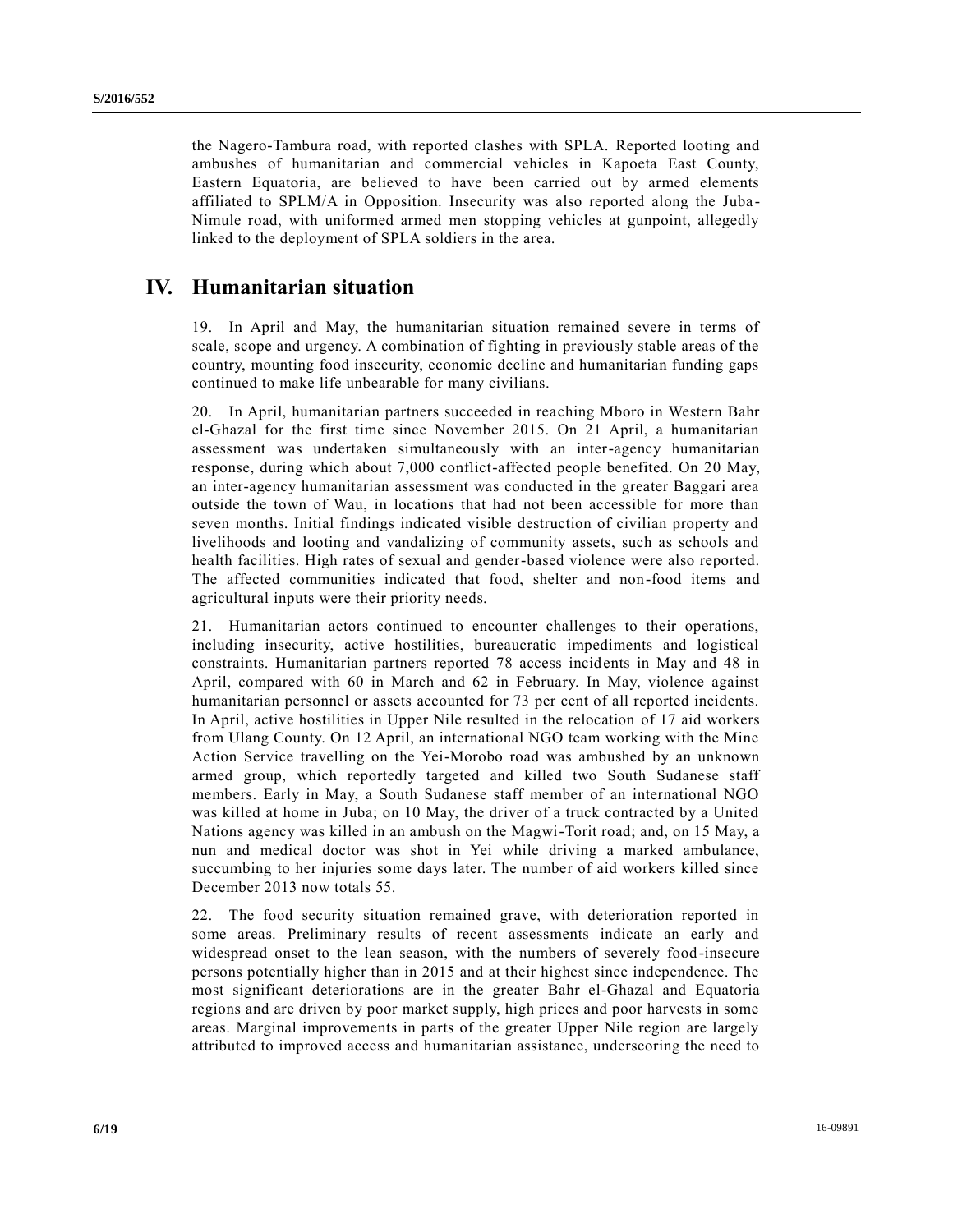the Nagero-Tambura road, with reported clashes with SPLA. Reported looting and ambushes of humanitarian and commercial vehicles in Kapoeta East County, Eastern Equatoria, are believed to have been carried out by armed elements affiliated to SPLM/A in Opposition. Insecurity was also reported along the Juba-Nimule road, with uniformed armed men stopping vehicles at gunpoint, allegedly linked to the deployment of SPLA soldiers in the area.

## IV. Humanitarian situation

19. In April and May, the humanitarian situation remained severe in terms of scale, scope and urgency. A combination of fighting in previously stable areas of the country, mounting food insecurity, economic decline and humanitarian funding gaps continued to make life unbearable for many civilians.

20. In April, humanitarian partners succeeded in reaching Mboro in Western Bahr el-Ghazal for the first time since November 2015. On 21 April, a humanitarian assessment was undertaken simultaneously with an inter-agency humanitarian response, during which about 7,000 conflict-affected people benefited. On 20 May, an inter-agency humanitarian assessment was conducted in the greater Baggari area outside the town of Wau, in locations that had not been accessible for more than seven months. Initial findings indicated visible destruction of civilian property and livelihoods and looting and vandalizing of community assets, such as schools and health facilities. High rates of sexual and gender-based violence were also reported. The affected communities indicated that food, shelter and non-food items and agricultural inputs were their priority needs.

21. Humanitarian actors continued to encounter challenges to their operations, including insecurity, active hostilities, bureaucratic impediments and logistical constraints. Humanitarian partners reported 78 access incidents in May and 48 in April, compared with 60 in March and 62 in February. In May, violence against humanitarian personnel or assets accounted for 73 per cent of all reported incidents. In April, active hostilities in Upper Nile resulted in the relocation of 17 aid workers from Ulang County. On 12 April, an international NGO team working with the Mine Action Service travelling on the Yei-Morobo road was ambushed by an unknown armed group, which reportedly targeted and killed two South Sudanese staff members. Early in May, a South Sudanese staff member of an international NGO was killed at home in Juba; on 10 May, the driver of a truck contracted by a United Nations agency was killed in an ambush on the Magwi-Torit road; and, on 15 May, a nun and medical doctor was shot in Yei while driving a marked ambulance, succumbing to her injuries some days later. The number of aid workers killed since December 2013 now totals 55.

22. The food security situation remained grave, with deterioration reported in some areas. Preliminary results of recent assessments indicate an early and widespread onset to the lean season, with the numbers of severely food-insecure persons potentially higher than in 2015 and at their highest since independence. The most significant deteriorations are in the greater Bahr el-Ghazal and Equatoria regions and are driven by poor market supply, high prices and poor harvests in some areas. Marginal improvements in parts of the greater Upper Nile region are largely attributed to improved access and humanitarian assistance, underscoring the need to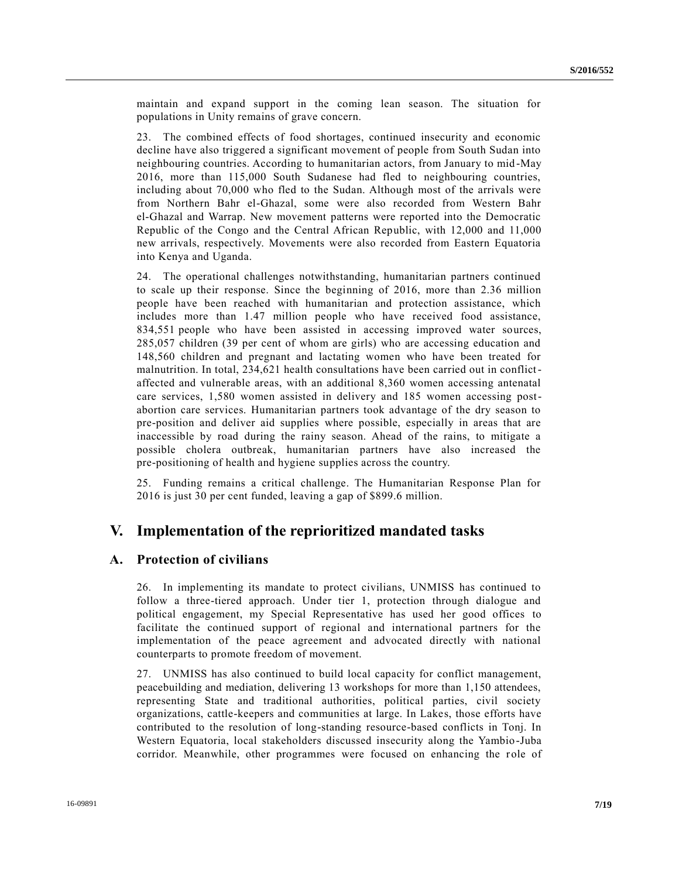maintain and expand support in the coming lean season. The situation for populations in Unity remains of grave concern.

23. The combined effects of food shortages, continued insecurity and economic decline have also triggered a significant movement of people from South Sudan into neighbouring countries. According to humanitarian actors, from January to mid-May 2016, more than 115,000 South Sudanese had fled to neighbouring countries, including about 70,000 who fled to the Sudan. Although most of the arrivals were from Northern Bahr el-Ghazal, some were also recorded from Western Bahr el-Ghazal and Warrap. New movement patterns were reported into the Democratic Republic of the Congo and the Central African Republic, with 12,000 and 11,000 new arrivals, respectively. Movements were also recorded from Eastern Equatoria into Kenya and Uganda.

24. The operational challenges notwithstanding, humanitarian partners continued to scale up their response. Since the beginning of 2016, more than 2.36 million people have been reached with humanitarian and protection assistance, which includes more than 1.47 million people who have received food assistance, 834,551 people who have been assisted in accessing improved water sources, 285,057 children (39 per cent of whom are girls) who are accessing education and 148,560 children and pregnant and lactating women who have been treated for malnutrition. In total, 234,621 health consultations have been carried out in conflict-affected and vulnerable areas, with an additional 8,360 women accessing antenatal care services, 1,580 women assisted in delivery and 185 women accessing post-abortion care services. Humanitarian partners took advantage of the dry season to pre-position and deliver aid supplies where possible, especially in areas that are inaccessible by road during the rainy season. Ahead of the rains, to mitigate a possible cholera outbreak, humanitarian partners have also increased the pre-positioning of health and hygiene supplies across the country.

25. Funding remains a critical challenge. The Humanitarian Response Plan for 2016 is just 30 per cent funded, leaving a gap of $899.6 million.

## V. Implementation of the reprioritized mandated tasks

### A. Protection of civilians

26. In implementing its mandate to protect civilians, UNMISS has continued to follow a three-tiered approach. Under tier 1, protection through dialogue and political engagement, my Special Representative has used her good offices to facilitate the continued support of regional and international partners for the implementation of the peace agreement and advocated directly with national counterparts to promote freedom of movement.

27. UNMISS has also continued to build local capacity for conflict management, peacebuilding and mediation, delivering 13 workshops for more than 1,150 attendees, representing State and traditional authorities, political parties, civil society organizations, cattle-keepers and communities at large. In Lakes, those efforts have contributed to the resolution of long-standing resource-based conflicts in Tonj. In Western Equatoria, local stakeholders discussed insecurity along the Yambio-Juba corridor. Meanwhile, other programmes were focused on enhancing the role of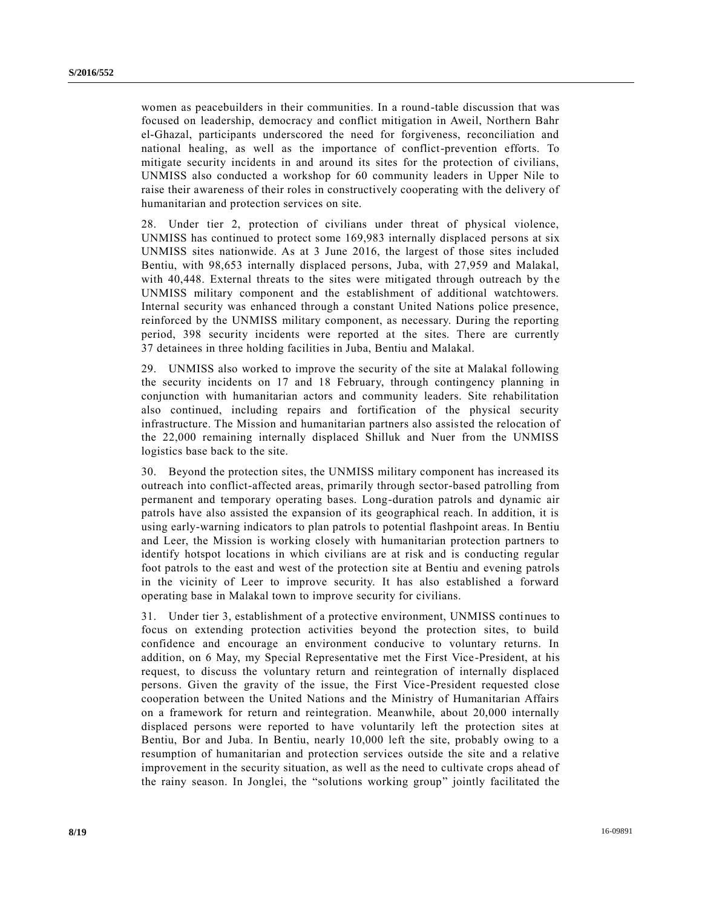women as peacebuilders in their communities. In a round-table discussion that was focused on leadership, democracy and conflict mitigation in Aweil, Northern Bahr el-Ghazal, participants underscored the need for forgiveness, reconciliation and national healing, as well as the importance of conflict-prevention efforts. To mitigate security incidents in and around its sites for the protection of civilians, UNMISS also conducted a workshop for 60 community leaders in Upper Nile to raise their awareness of their roles in constructively cooperating with the delivery of humanitarian and protection services on site.

28. Under tier 2, protection of civilians under threat of physical violence, UNMISS has continued to protect some 169,983 internally displaced persons at six UNMISS sites nationwide. As at 3 June 2016, the largest of those sites included Bentiu, with 98,653 internally displaced persons, Juba, with 27,959 and Malakal, with 40,448. External threats to the sites were mitigated through outreach by the UNMISS military component and the establishment of additional watchtowers. Internal security was enhanced through a constant United Nations police presence, reinforced by the UNMISS military component, as necessary. During the reporting period, 398 security incidents were reported at the sites. There are currently 37 detainees in three holding facilities in Juba, Bentiu and Malakal.

29. UNMISS also worked to improve the security of the site at Malakal following the security incidents on 17 and 18 February, through contingency planning in conjunction with humanitarian actors and community leaders. Site rehabilitation also continued, including repairs and fortification of the physical security infrastructure. The Mission and humanitarian partners also assisted the relocation of the 22,000 remaining internally displaced Shilluk and Nuer from the UNMISS logistics base back to the site.

30. Beyond the protection sites, the UNMISS military component has increased its outreach into conflict-affected areas, primarily through sector-based patrolling from permanent and temporary operating bases. Long-duration patrols and dynamic air patrols have also assisted the expansion of its geographical reach. In addition, it is using early-warning indicators to plan patrols to potential flashpoint areas. In Bentiu and Leer, the Mission is working closely with humanitarian protection partners to identify hotspot locations in which civilians are at risk and is conducting regular foot patrols to the east and west of the protection site at Bentiu and evening patrols in the vicinity of Leer to improve security. It has also established a forward operating base in Malakal town to improve security for civilians.

31. Under tier 3, establishment of a protective environment, UNMISS continues to focus on extending protection activities beyond the protection sites, to build confidence and encourage an environment conducive to voluntary returns. In addition, on 6 May, my Special Representative met the First Vice-President, at his request, to discuss the voluntary return and reintegration of internally displaced persons. Given the gravity of the issue, the First Vice-President requested close cooperation between the United Nations and the Ministry of Humanitarian Affairs on a framework for return and reintegration. Meanwhile, about 20,000 internally displaced persons were reported to have voluntarily left the protection sites at Bentiu, Bor and Juba. In Bentiu, nearly 10,000 left the site, probably owing to a resumption of humanitarian and protection services outside the site and a relative improvement in the security situation, as well as the need to cultivate crops ahead of the rainy season. In Jonglei, the "solutions working group" jointly facilitated the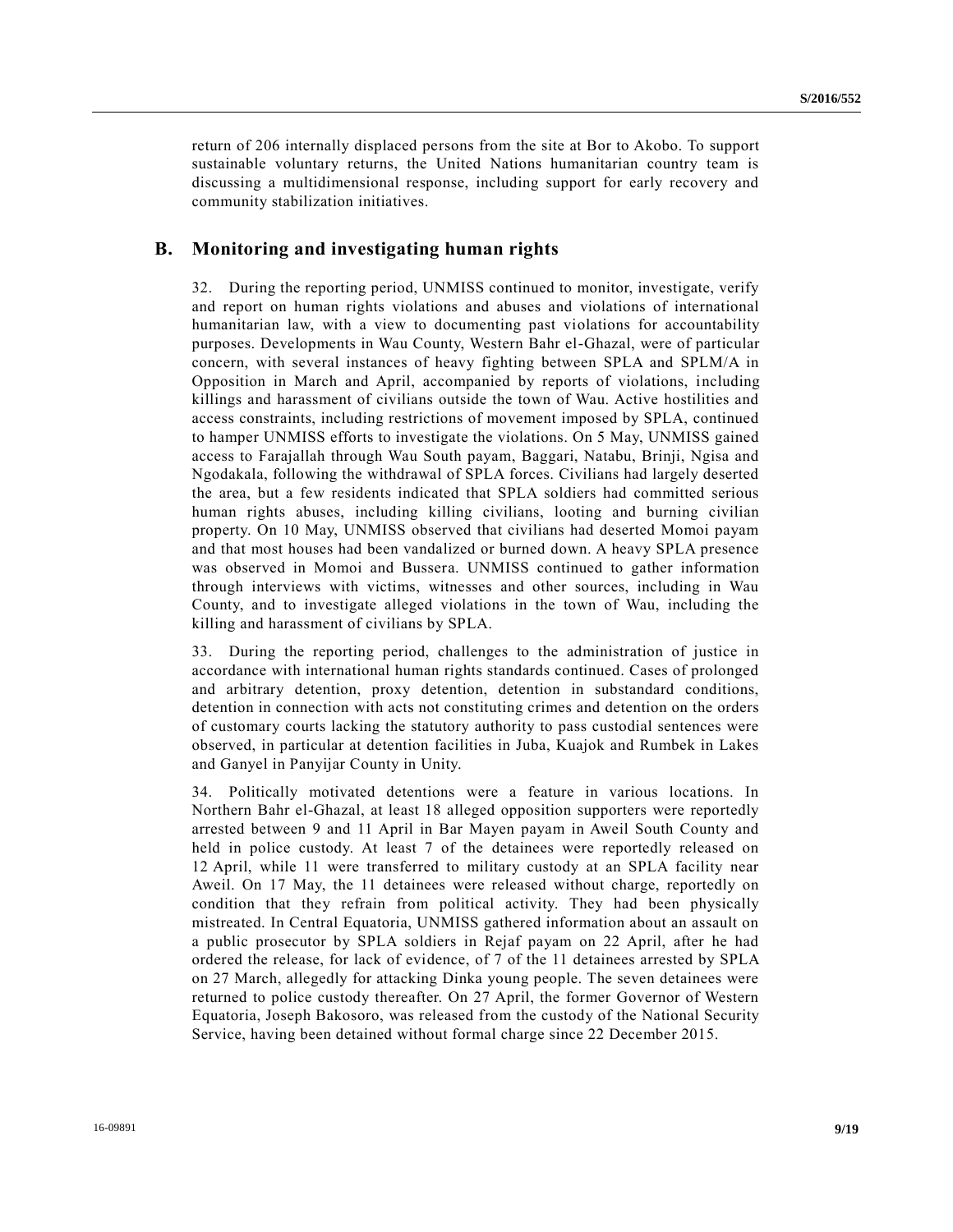return of 206 internally displaced persons from the site at Bor to Akobo. To support sustainable voluntary returns, the United Nations humanitarian country team is discussing a multidimensional response, including support for early recovery and community stabilization initiatives.

## B. Monitoring and investigating human rights

32. During the reporting period, UNMISS continued to monitor, investigate, verify and report on human rights violations and abuses and violations of international humanitarian law, with a view to documenting past violations for accountability purposes. Developments in Wau County, Western Bahr el-Ghazal, were of particular concern, with several instances of heavy fighting between SPLA and SPLM/A in Opposition in March and April, accompanied by reports of violations, including killings and harassment of civilians outside the town of Wau. Active hostilities and access constraints, including restrictions of movement imposed by SPLA, continued to hamper UNMISS efforts to investigate the violations. On 5 May, UNMISS gained access to Farajallah through Wau South payam, Baggari, Natabu, Brinji, Ngisa and Ngodakala, following the withdrawal of SPLA forces. Civilians had largely deserted the area, but a few residents indicated that SPLA soldiers had committed serious human rights abuses, including killing civilians, looting and burning civilian property. On 10 May, UNMISS observed that civilians had deserted Momoi payam and that most houses had been vandalized or burned down. A heavy SPLA presence was observed in Momoi and Bussera. UNMISS continued to gather information through interviews with victims, witnesses and other sources, including in Wau County, and to investigate alleged violations in the town of Wau, including the killing and harassment of civilians by SPLA.

33. During the reporting period, challenges to the administration of justice in accordance with international human rights standards continued. Cases of prolonged and arbitrary detention, proxy detention, detention in substandard conditions, detention in connection with acts not constituting crimes and detention on the orders of customary courts lacking the statutory authority to pass custodial sentences were observed, in particular at detention facilities in Juba, Kuajok and Rumbek in Lakes and Ganyel in Panyijar County in Unity.

34. Politically motivated detentions were a feature in various locations. In Northern Bahr el-Ghazal, at least 18 alleged opposition supporters were reportedly arrested between 9 and 11 April in Bar Mayen payam in Aweil South County and held in police custody. At least 7 of the detainees were reportedly released on 12 April, while 11 were transferred to military custody at an SPLA facility near Aweil. On 17 May, the 11 detainees were released without charge, reportedly on condition that they refrain from political activity. They had been physically mistreated. In Central Equatoria, UNMISS gathered information about an assault on a public prosecutor by SPLA soldiers in Rejaf payam on 22 April, after he had ordered the release, for lack of evidence, of 7 of the 11 detainees arrested by SPLA on 27 March, allegedly for attacking Dinka young people. The seven detainees were returned to police custody thereafter. On 27 April, the former Governor of Western Equatoria, Joseph Bakosoro, was released from the custody of the National Security Service, having been detained without formal charge since 22 December 2015.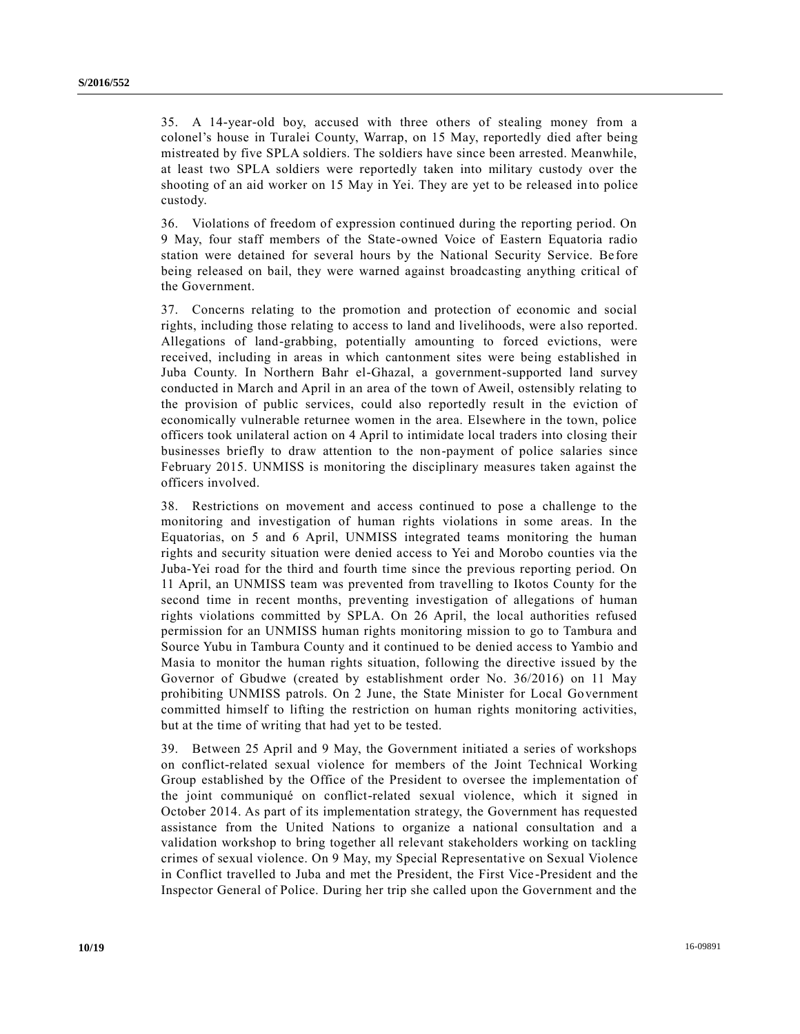35. A 14-year-old boy, accused with three others of stealing money from a colonel's house in Turalei County, Warrap, on 15 May, reportedly died after being mistreated by five SPLA soldiers. The soldiers have since been arrested. Meanwhile, at least two SPLA soldiers were reportedly taken into military custody over the shooting of an aid worker on 15 May in Yei. They are yet to be released into police custody.

36. Violations of freedom of expression continued during the reporting period. On 9 May, four staff members of the State-owned Voice of Eastern Equatoria radio station were detained for several hours by the National Security Service. Before being released on bail, they were warned against broadcasting anything critical of the Government.

37. Concerns relating to the promotion and protection of economic and social rights, including those relating to access to land and livelihoods, were also reported. Allegations of land-grabbing, potentially amounting to forced evictions, were received, including in areas in which cantonment sites were being established in Juba County. In Northern Bahr el-Ghazal, a government-supported land survey conducted in March and April in an area of the town of Aweil, ostensibly relating to the provision of public services, could also reportedly result in the eviction of economically vulnerable returnee women in the area. Elsewhere in the town, police officers took unilateral action on 4 April to intimidate local traders into closing their businesses briefly to draw attention to the non-payment of police salaries since February 2015. UNMISS is monitoring the disciplinary measures taken against the officers involved.

38. Restrictions on movement and access continued to pose a challenge to the monitoring and investigation of human rights violations in some areas. In the Equatorias, on 5 and 6 April, UNMISS integrated teams monitoring the human rights and security situation were denied access to Yei and Morobo counties via the Juba-Yei road for the third and fourth time since the previous reporting period. On 11 April, an UNMISS team was prevented from travelling to Ikotos County for the second time in recent months, preventing investigation of allegations of human rights violations committed by SPLA. On 26 April, the local authorities refused permission for an UNMISS human rights monitoring mission to go to Tambura and Source Yubu in Tambura County and it continued to be denied access to Yambio and Masia to monitor the human rights situation, following the directive issued by the Governor of Gbudwe (created by establishment order No. 36/2016) on 11 May prohibiting UNMISS patrols. On 2 June, the State Minister for Local Government committed himself to lifting the restriction on human rights monitoring activities, but at the time of writing that had yet to be tested.

39. Between 25 April and 9 May, the Government initiated a series of workshops on conflict-related sexual violence for members of the Joint Technical Working Group established by the Office of the President to oversee the implementation of the joint communiqué on conflict-related sexual violence, which it signed in October 2014. As part of its implementation strategy, the Government has requested assistance from the United Nations to organize a national consultation and a validation workshop to bring together all relevant stakeholders working on tackling crimes of sexual violence. On 9 May, my Special Representative on Sexual Violence in Conflict travelled to Juba and met the President, the First Vice-President and the Inspector General of Police. During her trip she called upon the Government and the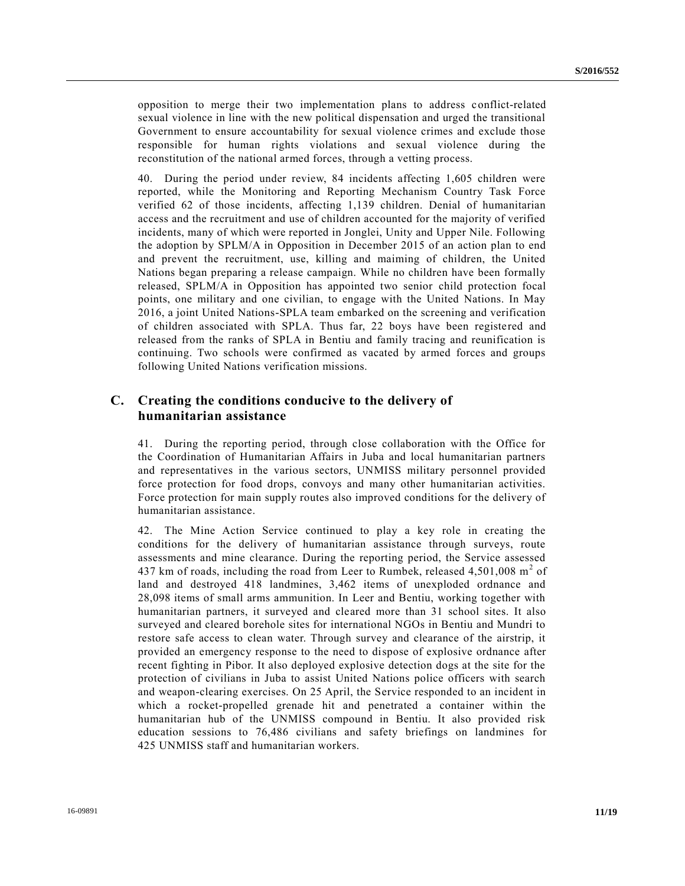opposition to merge their two implementation plans to address conflict-related sexual violence in line with the new political dispensation and urged the transitional Government to ensure accountability for sexual violence crimes and exclude those responsible for human rights violations and sexual violence during the reconstitution of the national armed forces, through a vetting process.

40. During the period under review, 84 incidents affecting 1,605 children were reported, while the Monitoring and Reporting Mechanism Country Task Force verified 62 of those incidents, affecting 1,139 children. Denial of humanitarian access and the recruitment and use of children accounted for the majority of verified incidents, many of which were reported in Jonglei, Unity and Upper Nile. Following the adoption by SPLM/A in Opposition in December 2015 of an action plan to end and prevent the recruitment, use, killing and maiming of children, the United Nations began preparing a release campaign. While no children have been formally released, SPLM/A in Opposition has appointed two senior child protection focal points, one military and one civilian, to engage with the United Nations. In May 2016, a joint United Nations-SPLA team embarked on the screening and verification of children associated with SPLA. Thus far, 22 boys have been registered and released from the ranks of SPLA in Bentiu and family tracing and reunification is continuing. Two schools were confirmed as vacated by armed forces and groups following United Nations verification missions.

## C. Creating the conditions conducive to the delivery of humanitarian assistance

41. During the reporting period, through close collaboration with the Office for the Coordination of Humanitarian Affairs in Juba and local humanitarian partners and representatives in the various sectors, UNMISS military personnel provided force protection for food drops, convoys and many other humanitarian activities. Force protection for main supply routes also improved conditions for the delivery of humanitarian assistance.

42. The Mine Action Service continued to play a key role in creating the conditions for the delivery of humanitarian assistance through surveys, route assessments and mine clearance. During the reporting period, the Service assessed 437 km of roads, including the road from Leer to Rumbek, released 4,501,008 $m^2$ of land and destroyed 418 landmines, 3,462 items of unexploded ordnance and 28,098 items of small arms ammunition. In Leer and Bentiu, working together with humanitarian partners, it surveyed and cleared more than 31 school sites. It also surveyed and cleared borehole sites for international NGOs in Bentiu and Mundri to restore safe access to clean water. Through survey and clearance of the airstrip, it provided an emergency response to the need to dispose of explosive ordnance after recent fighting in Pibor. It also deployed explosive detection dogs at the site for the protection of civilians in Juba to assist United Nations police officers with search and weapon-clearing exercises. On 25 April, the Service responded to an incident in which a rocket-propelled grenade hit and penetrated a container within the humanitarian hub of the UNMISS compound in Bentiu. It also provided risk education sessions to 76,486 civilians and safety briefings on landmines for 425 UNMISS staff and humanitarian workers.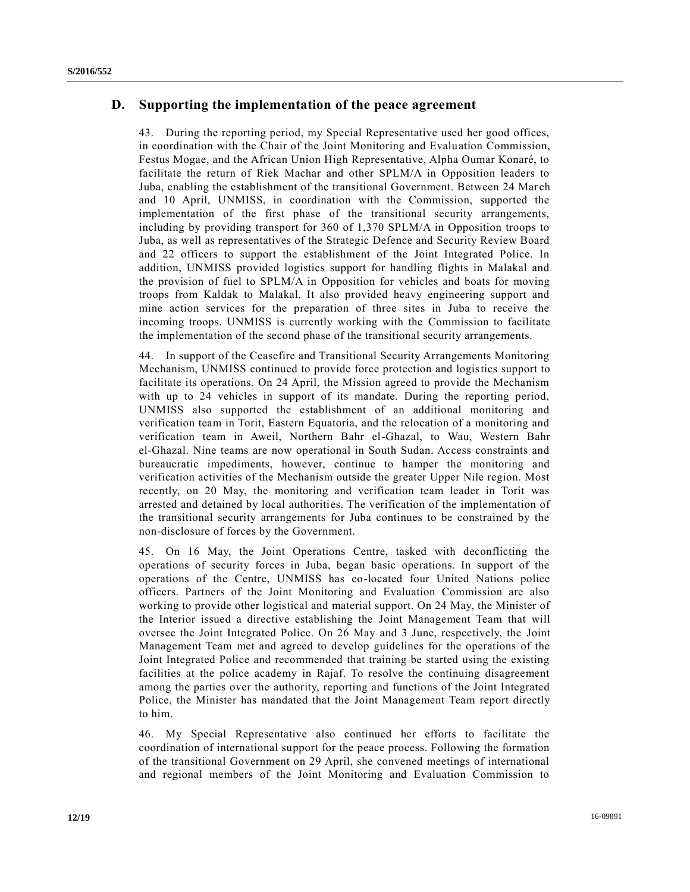## D. Supporting the implementation of the peace agreement

43. During the reporting period, my Special Representative used her good offices, in coordination with the Chair of the Joint Monitoring and Evaluation Commission, Festus Mogae, and the African Union High Representative, Alpha Oumar Konaré, to facilitate the return of Riek Machar and other SPLM/A in Opposition leaders to Juba, enabling the establishment of the transitional Government. Between 24 March and 10 April, UNMISS, in coordination with the Commission, supported the implementation of the first phase of the transitional security arrangements, including by providing transport for 360 of 1,370 SPLM/A in Opposition troops to Juba, as well as representatives of the Strategic Defence and Security Review Board and 22 officers to support the establishment of the Joint Integrated Police. In addition, UNMISS provided logistics support for handling flights in Malakal and the provision of fuel to SPLM/A in Opposition for vehicles and boats for moving troops from Kaldak to Malakal. It also provided heavy engineering support and mine action services for the preparation of three sites in Juba to receive the incoming troops. UNMISS is currently working with the Commission to facilitate the implementation of the second phase of the transitional security arrangements.

44. In support of the Ceasefire and Transitional Security Arrangements Monitoring Mechanism, UNMISS continued to provide force protection and logistics support to facilitate its operations. On 24 April, the Mission agreed to provide the Mechanism with up to 24 vehicles in support of its mandate. During the reporting period, UNMISS also supported the establishment of an additional monitoring and verification team in Torit, Eastern Equatoria, and the relocation of a monitoring and verification team in Aweil, Northern Bahr el-Ghazal, to Wau, Western Bahr el-Ghazal. Nine teams are now operational in South Sudan. Access constraints and bureaucratic impediments, however, continue to hamper the monitoring and verification activities of the Mechanism outside the greater Upper Nile region. Most recently, on 20 May, the monitoring and verification team leader in Torit was arrested and detained by local authorities. The verification of the implementation of the transitional security arrangements for Juba continues to be constrained by the non-disclosure of forces by the Government.

45. On 16 May, the Joint Operations Centre, tasked with deconflicting the operations of security forces in Juba, began basic operations. In support of the operations of the Centre, UNMISS has co-located four United Nations police officers. Partners of the Joint Monitoring and Evaluation Commission are also working to provide other logistical and material support. On 24 May, the Minister of the Interior issued a directive establishing the Joint Management Team that will oversee the Joint Integrated Police. On 26 May and 3 June, respectively, the Joint Management Team met and agreed to develop guidelines for the operations of the Joint Integrated Police and recommended that training be started using the existing facilities at the police academy in Rajaf. To resolve the continuing disagreement among the parties over the authority, reporting and functions of the Joint Integrated Police, the Minister has mandated that the Joint Management Team report directly to him.

46. My Special Representative also continued her efforts to facilitate the coordination of international support for the peace process. Following the formation of the transitional Government on 29 April, she convened meetings of international and regional members of the Joint Monitoring and Evaluation Commission to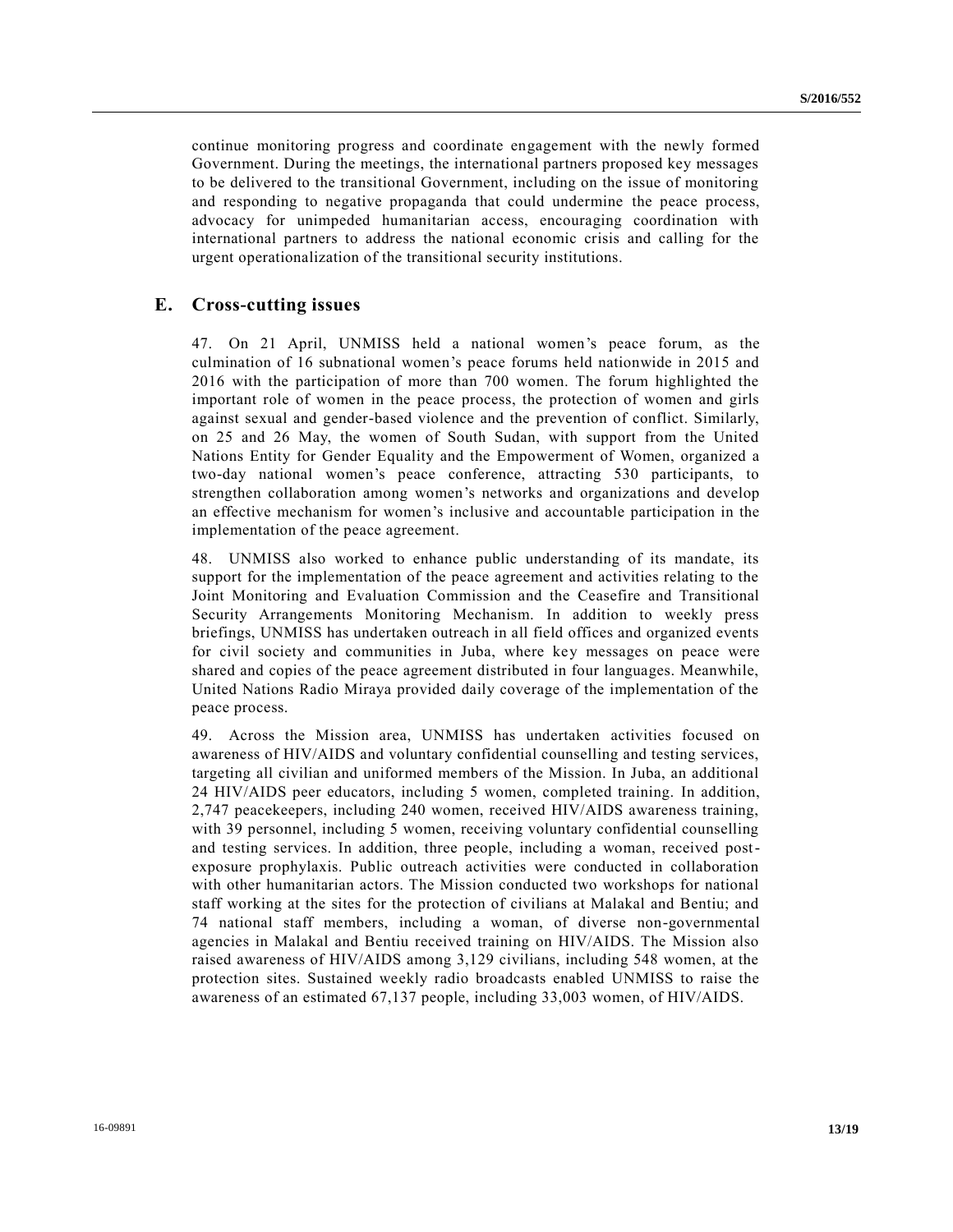continue monitoring progress and coordinate engagement with the newly formed Government. During the meetings, the international partners proposed key messages to be delivered to the transitional Government, including on the issue of monitoring and responding to negative propaganda that could undermine the peace process, advocacy for unimpeded humanitarian access, encouraging coordination with international partners to address the national economic crisis and calling for the urgent operationalization of the transitional security institutions.

## E. Cross-cutting issues

47. On 21 April, UNMISS held a national women's peace forum, as the culmination of 16 subnational women's peace forums held nationwide in 2015 and 2016 with the participation of more than 700 women. The forum highlighted the important role of women in the peace process, the protection of women and girls against sexual and gender-based violence and the prevention of conflict. Similarly, on 25 and 26 May, the women of South Sudan, with support from the United Nations Entity for Gender Equality and the Empowerment of Women, organized a two-day national women's peace conference, attracting 530 participants, to strengthen collaboration among women's networks and organizations and develop an effective mechanism for women's inclusive and accountable participation in the implementation of the peace agreement.

48. UNMISS also worked to enhance public understanding of its mandate, its support for the implementation of the peace agreement and activities relating to the Joint Monitoring and Evaluation Commission and the Ceasefire and Transitional Security Arrangements Monitoring Mechanism. In addition to weekly press briefings, UNMISS has undertaken outreach in all field offices and organized events for civil society and communities in Juba, where key messages on peace were shared and copies of the peace agreement distributed in four languages. Meanwhile, United Nations Radio Miraya provided daily coverage of the implementation of the peace process.

49. Across the Mission area, UNMISS has undertaken activities focused on awareness of HIV/AIDS and voluntary confidential counselling and testing services, targeting all civilian and uniformed members of the Mission. In Juba, an additional 24 HIV/AIDS peer educators, including 5 women, completed training. In addition, 2,747 peacekeepers, including 240 women, received HIV/AIDS awareness training, with 39 personnel, including 5 women, receiving voluntary confidential counselling and testing services. In addition, three people, including a woman, received post-exposure prophylaxis. Public outreach activities were conducted in collaboration with other humanitarian actors. The Mission conducted two workshops for national staff working at the sites for the protection of civilians at Malakal and Bentiu; and 74 national staff members, including a woman, of diverse non-governmental agencies in Malakal and Bentiu received training on HIV/AIDS. The Mission also raised awareness of HIV/AIDS among 3,129 civilians, including 548 women, at the protection sites. Sustained weekly radio broadcasts enabled UNMISS to raise the awareness of an estimated 67,137 people, including 33,003 women, of HIV/AIDS.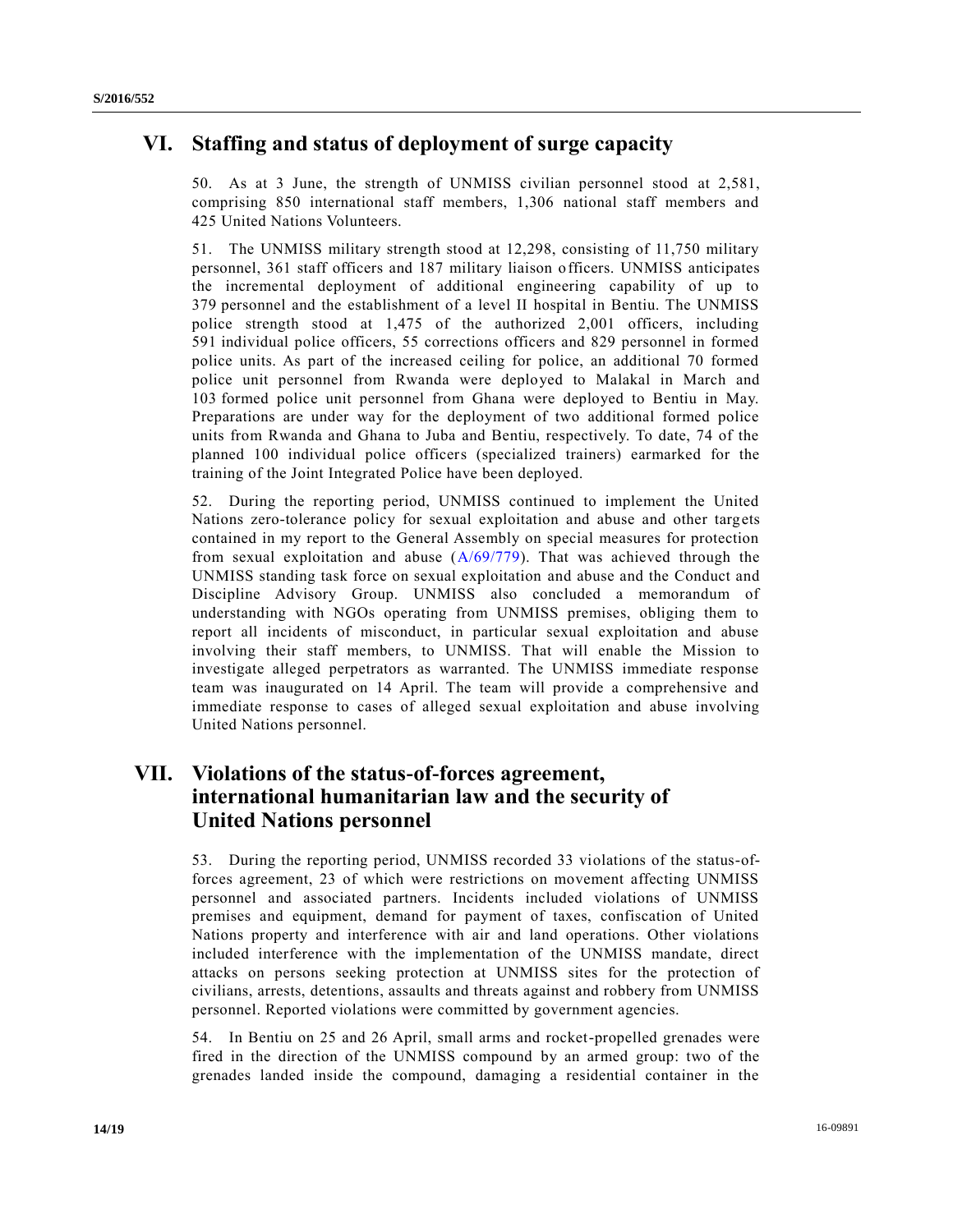## VI. Staffing and status of deployment of surge capacity

50. As at 3 June, the strength of UNMISS civilian personnel stood at 2,581, comprising 850 international staff members, 1,306 national staff members and 425 United Nations Volunteers.

51. The UNMISS military strength stood at 12,298, consisting of 11,750 military personnel, 361 staff officers and 187 military liaison officers. UNMISS anticipates the incremental deployment of additional engineering capability of up to 379 personnel and the establishment of a level II hospital in Bentiu. The UNMISS police strength stood at 1,475 of the authorized 2,001 officers, including 591 individual police officers, 55 corrections officers and 829 personnel in formed police units. As part of the increased ceiling for police, an additional 70 formed police unit personnel from Rwanda were deployed to Malakal in March and 103 formed police unit personnel from Ghana were deployed to Bentiu in May. Preparations are under way for the deployment of two additional formed police units from Rwanda and Ghana to Juba and Bentiu, respectively. To date, 74 of the planned 100 individual police officers (specialized trainers) earmarked for the training of the Joint Integrated Police have been deployed.

52. During the reporting period, UNMISS continued to implement the United Nations zero-tolerance policy for sexual exploitation and abuse and other targets contained in my report to the General Assembly on special measures for protection from sexual exploitation and abuse (A/69/779). That was achieved through the UNMISS standing task force on sexual exploitation and abuse and the Conduct and Discipline Advisory Group. UNMISS also concluded a memorandum of understanding with NGOs operating from UNMISS premises, obliging them to report all incidents of misconduct, in particular sexual exploitation and abuse involving their staff members, to UNMISS. That will enable the Mission to investigate alleged perpetrators as warranted. The UNMISS immediate response team was inaugurated on 14 April. The team will provide a comprehensive and immediate response to cases of alleged sexual exploitation and abuse involving United Nations personnel.

## VII. Violations of the status-of-forces agreement, international humanitarian law and the security of United Nations personnel

53. During the reporting period, UNMISS recorded 33 violations of the status-of-forces agreement, 23 of which were restrictions on movement affecting UNMISS personnel and associated partners. Incidents included violations of UNMISS premises and equipment, demand for payment of taxes, confiscation of United Nations property and interference with air and land operations. Other violations included interference with the implementation of the UNMISS mandate, direct attacks on persons seeking protection at UNMISS sites for the protection of civilians, arrests, detentions, assaults and threats against and robbery from UNMISS personnel. Reported violations were committed by government agencies.

54. In Bentiu on 25 and 26 April, small arms and rocket-propelled grenades were fired in the direction of the UNMISS compound by an armed group: two of the grenades landed inside the compound, damaging a residential container in the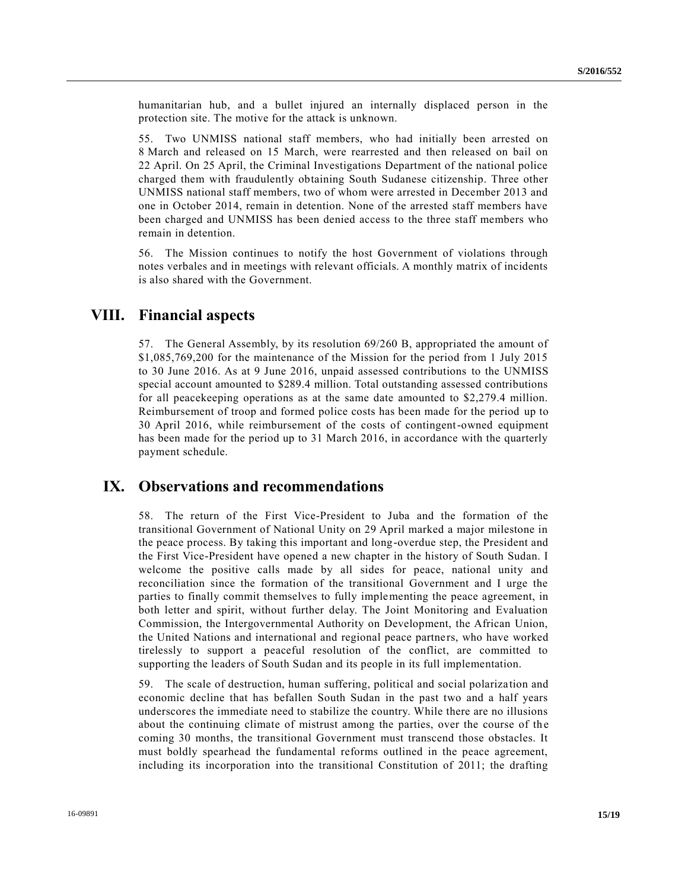humanitarian hub, and a bullet injured an internally displaced person in the protection site. The motive for the attack is unknown.

55. Two UNMISS national staff members, who had initially been arrested on 8 March and released on 15 March, were rearrested and then released on bail on 22 April. On 25 April, the Criminal Investigations Department of the national police charged them with fraudulently obtaining South Sudanese citizenship. Three other UNMISS national staff members, two of whom were arrested in December 2013 and one in October 2014, remain in detention. None of the arrested staff members have been charged and UNMISS has been denied access to the three staff members who remain in detention.

56. The Mission continues to notify the host Government of violations through notes verbales and in meetings with relevant officials. A monthly matrix of incidents is also shared with the Government.

## VIII. Financial aspects

57. The General Assembly, by its resolution 69/260 B, appropriated the amount of $1,085,769,200 for the maintenance of the Mission for the period from 1 July 2015 to 30 June 2016. As at 9 June 2016, unpaid assessed contributions to the UNMISS special account amounted to $289.4 million. Total outstanding assessed contributions for all peacekeeping operations as at the same date amounted to $2,279.4 million. Reimbursement of troop and formed police costs has been made for the period up to 30 April 2016, while reimbursement of the costs of contingent-owned equipment has been made for the period up to 31 March 2016, in accordance with the quarterly payment schedule.

## IX. Observations and recommendations

58. The return of the First Vice-President to Juba and the formation of the transitional Government of National Unity on 29 April marked a major milestone in the peace process. By taking this important and long-overdue step, the President and the First Vice-President have opened a new chapter in the history of South Sudan. I welcome the positive calls made by all sides for peace, national unity and reconciliation since the formation of the transitional Government and I urge the parties to finally commit themselves to fully implementing the peace agreement, in both letter and spirit, without further delay. The Joint Monitoring and Evaluation Commission, the Intergovernmental Authority on Development, the African Union, the United Nations and international and regional peace partners, who have worked tirelessly to support a peaceful resolution of the conflict, are committed to supporting the leaders of South Sudan and its people in its full implementation.

59. The scale of destruction, human suffering, political and social polarization and economic decline that has befallen South Sudan in the past two and a half years underscores the immediate need to stabilize the country. While there are no illusions about the continuing climate of mistrust among the parties, over the course of the coming 30 months, the transitional Government must transcend those obstacles. It must boldly spearhead the fundamental reforms outlined in the peace agreement, including its incorporation into the transitional Constitution of 2011; the drafting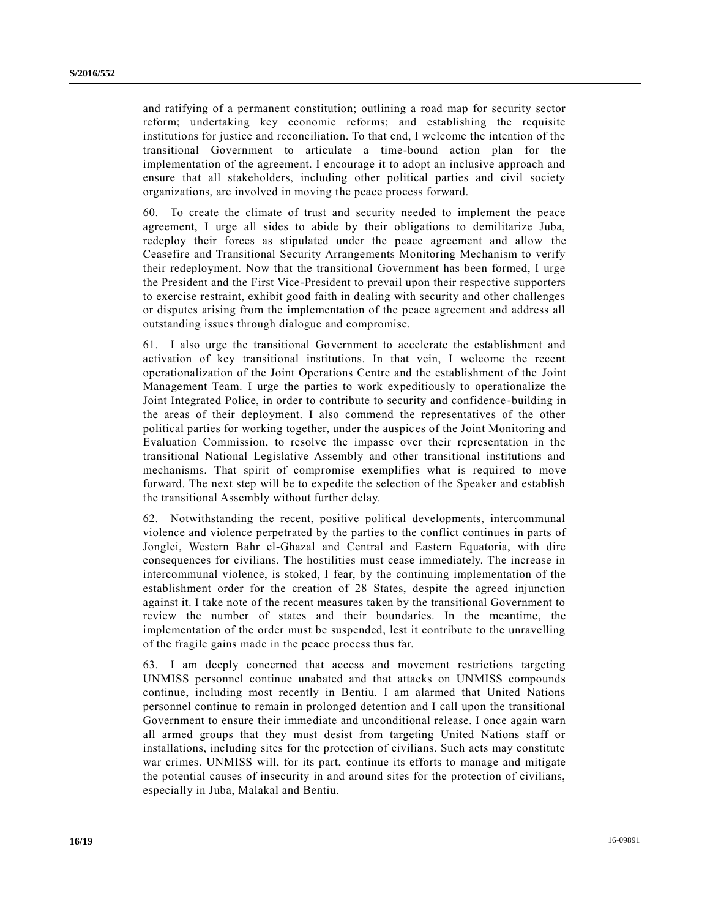and ratifying of a permanent constitution; outlining a road map for security sector reform; undertaking key economic reforms; and establishing the requisite institutions for justice and reconciliation. To that end, I welcome the intention of the transitional Government to articulate a time-bound action plan for the implementation of the agreement. I encourage it to adopt an inclusive approach and ensure that all stakeholders, including other political parties and civil society organizations, are involved in moving the peace process forward.

60. To create the climate of trust and security needed to implement the peace agreement, I urge all sides to abide by their obligations to demilitarize Juba, redeploy their forces as stipulated under the peace agreement and allow the Ceasefire and Transitional Security Arrangements Monitoring Mechanism to verify their redeployment. Now that the transitional Government has been formed, I urge the President and the First Vice-President to prevail upon their respective supporters to exercise restraint, exhibit good faith in dealing with security and other challenges or disputes arising from the implementation of the peace agreement and address all outstanding issues through dialogue and compromise.

61. I also urge the transitional Government to accelerate the establishment and activation of key transitional institutions. In that vein, I welcome the recent operationalization of the Joint Operations Centre and the establishment of the Joint Management Team. I urge the parties to work expeditiously to operationalize the Joint Integrated Police, in order to contribute to security and confidence-building in the areas of their deployment. I also commend the representatives of the other political parties for working together, under the auspices of the Joint Monitoring and Evaluation Commission, to resolve the impasse over their representation in the transitional National Legislative Assembly and other transitional institutions and mechanisms. That spirit of compromise exemplifies what is required to move forward. The next step will be to expedite the selection of the Speaker and establish the transitional Assembly without further delay.

62. Notwithstanding the recent, positive political developments, intercommunal violence and violence perpetrated by the parties to the conflict continues in parts of Jonglei, Western Bahr el-Ghazal and Central and Eastern Equatoria, with dire consequences for civilians. The hostilities must cease immediately. The increase in intercommunal violence, is stoked, I fear, by the continuing implementation of the establishment order for the creation of 28 States, despite the agreed injunction against it. I take note of the recent measures taken by the transitional Government to review the number of states and their boundaries. In the meantime, the implementation of the order must be suspended, lest it contribute to the unravelling of the fragile gains made in the peace process thus far.

63. I am deeply concerned that access and movement restrictions targeting UNMISS personnel continue unabated and that attacks on UNMISS compounds continue, including most recently in Bentiu. I am alarmed that United Nations personnel continue to remain in prolonged detention and I call upon the transitional Government to ensure their immediate and unconditional release. I once again warn all armed groups that they must desist from targeting United Nations staff or installations, including sites for the protection of civilians. Such acts may constitute war crimes. UNMISS will, for its part, continue its efforts to manage and mitigate the potential causes of insecurity in and around sites for the protection of civilians, especially in Juba, Malakal and Bentiu.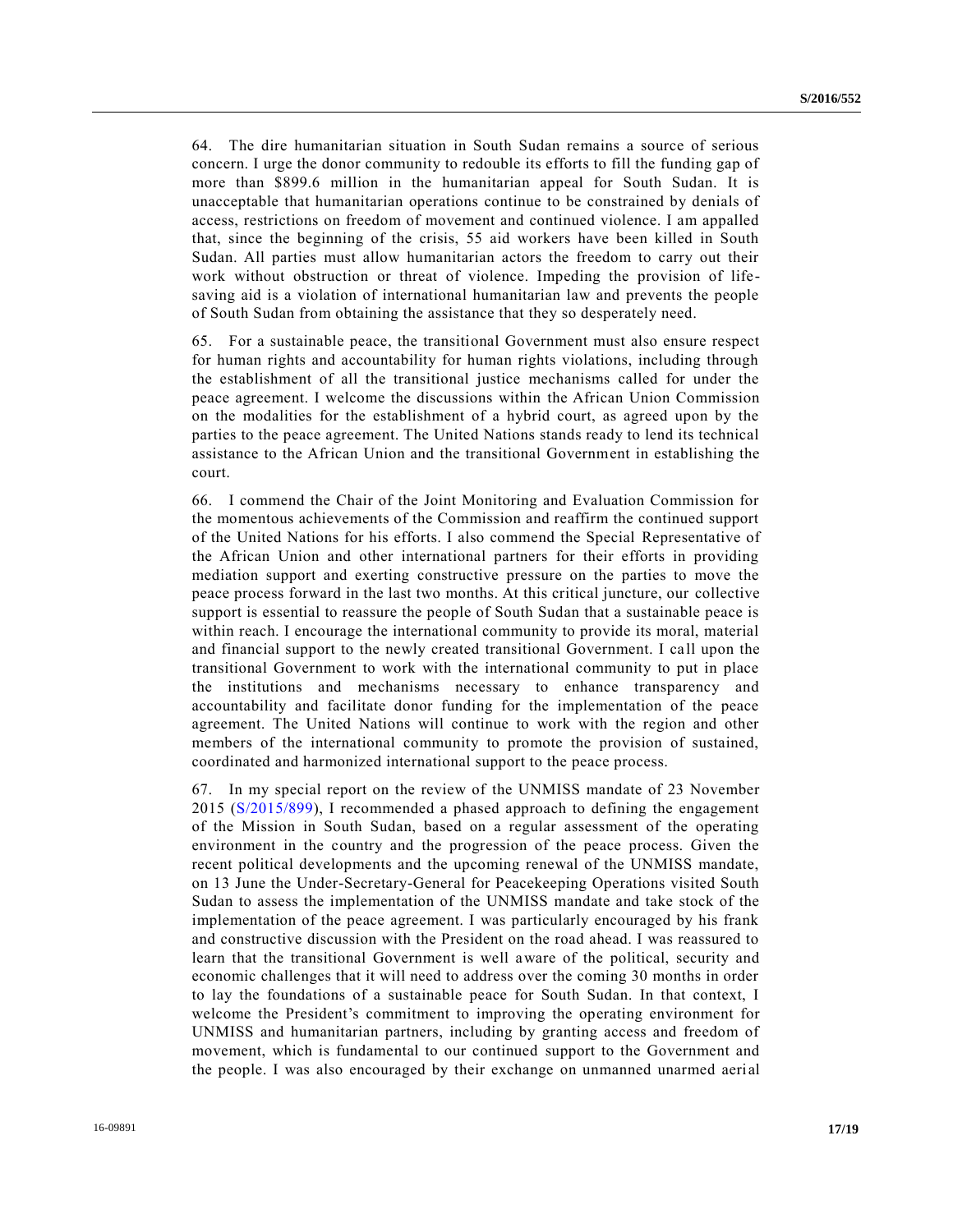64. The dire humanitarian situation in South Sudan remains a source of serious concern. I urge the donor community to redouble its efforts to fill the funding gap of more than $899.6 million in the humanitarian appeal for South Sudan. It is unacceptable that humanitarian operations continue to be constrained by denials of access, restrictions on freedom of movement and continued violence. I am appalled that, since the beginning of the crisis, 55 aid workers have been killed in South Sudan. All parties must allow humanitarian actors the freedom to carry out their work without obstruction or threat of violence. Impeding the provision of life-saving aid is a violation of international humanitarian law and prevents the people of South Sudan from obtaining the assistance that they so desperately need.

65. For a sustainable peace, the transitional Government must also ensure respect for human rights and accountability for human rights violations, including through the establishment of all the transitional justice mechanisms called for under the peace agreement. I welcome the discussions within the African Union Commission on the modalities for the establishment of a hybrid court, as agreed upon by the parties to the peace agreement. The United Nations stands ready to lend its technical assistance to the African Union and the transitional Government in establishing the court.

66. I commend the Chair of the Joint Monitoring and Evaluation Commission for the momentous achievements of the Commission and reaffirm the continued support of the United Nations for his efforts. I also commend the Special Representative of the African Union and other international partners for their efforts in providing mediation support and exerting constructive pressure on the parties to move the peace process forward in the last two months. At this critical juncture, our collective support is essential to reassure the people of South Sudan that a sustainable peace is within reach. I encourage the international community to provide its moral, material and financial support to the newly created transitional Government. I call upon the transitional Government to work with the international community to put in place the institutions and mechanisms necessary to enhance transparency and accountability and facilitate donor funding for the implementation of the peace agreement. The United Nations will continue to work with the region and other members of the international community to promote the provision of sustained, coordinated and harmonized international support to the peace process.

67. In my special report on the review of the UNMISS mandate of 23 November 2015 (S/2015/899), I recommended a phased approach to defining the engagement of the Mission in South Sudan, based on a regular assessment of the operating environment in the country and the progression of the peace process. Given the recent political developments and the upcoming renewal of the UNMISS mandate, on 13 June the Under-Secretary-General for Peacekeeping Operations visited South Sudan to assess the implementation of the UNMISS mandate and take stock of the implementation of the peace agreement. I was particularly encouraged by his frank and constructive discussion with the President on the road ahead. I was reassured to learn that the transitional Government is well aware of the political, security and economic challenges that it will need to address over the coming 30 months in order to lay the foundations of a sustainable peace for South Sudan. In that context, I welcome the President's commitment to improving the operating environment for UNMISS and humanitarian partners, including by granting access and freedom of movement, which is fundamental to our continued support to the Government and the people. I was also encouraged by their exchange on unmanned unarmed aerial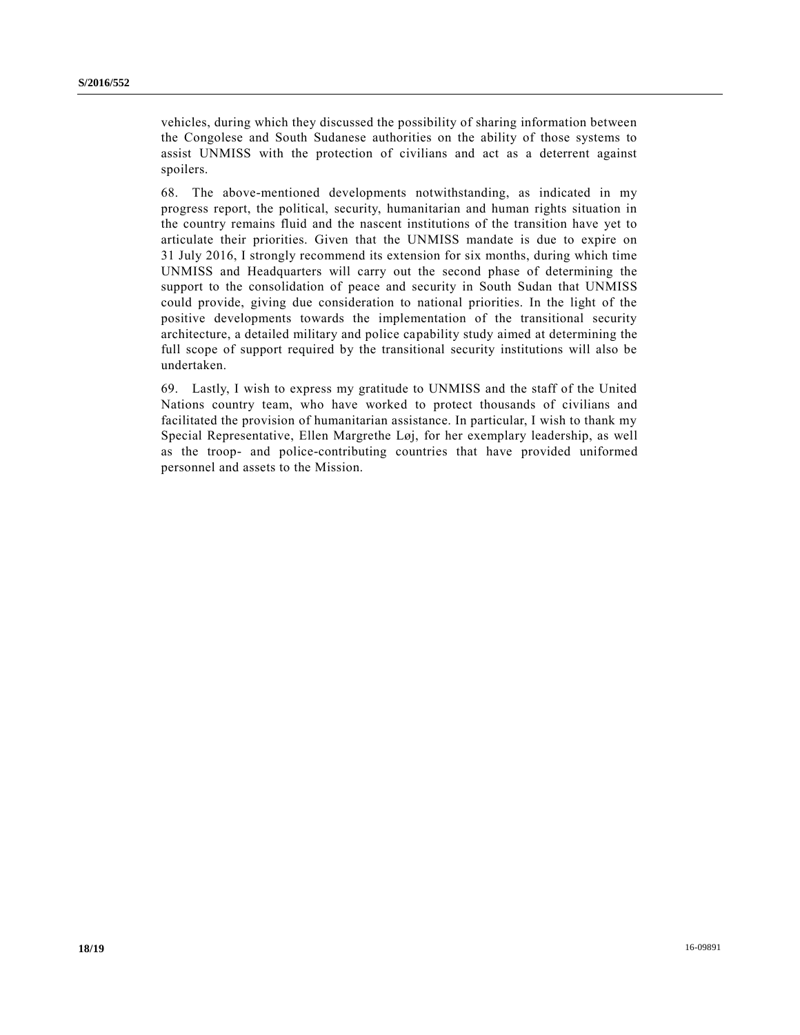vehicles, during which they discussed the possibility of sharing information between the Congolese and South Sudanese authorities on the ability of those systems to assist UNMISS with the protection of civilians and act as a deterrent against spoilers.

68. The above-mentioned developments notwithstanding, as indicated in my progress report, the political, security, humanitarian and human rights situation in the country remains fluid and the nascent institutions of the transition have yet to articulate their priorities. Given that the UNMISS mandate is due to expire on 31 July 2016, I strongly recommend its extension for six months, during which time UNMISS and Headquarters will carry out the second phase of determining the support to the consolidation of peace and security in South Sudan that UNMISS could provide, giving due consideration to national priorities. In the light of the positive developments towards the implementation of the transitional security architecture, a detailed military and police capability study aimed at determining the full scope of support required by the transitional security institutions will also be undertaken.

69. Lastly, I wish to express my gratitude to UNMISS and the staff of the United Nations country team, who have worked to protect thousands of civilians and facilitated the provision of humanitarian assistance. In particular, I wish to thank my Special Representative, Ellen Margrethe Løj, for her exemplary leadership, as well as the troop- and police-contributing countries that have provided uniformed personnel and assets to the Mission.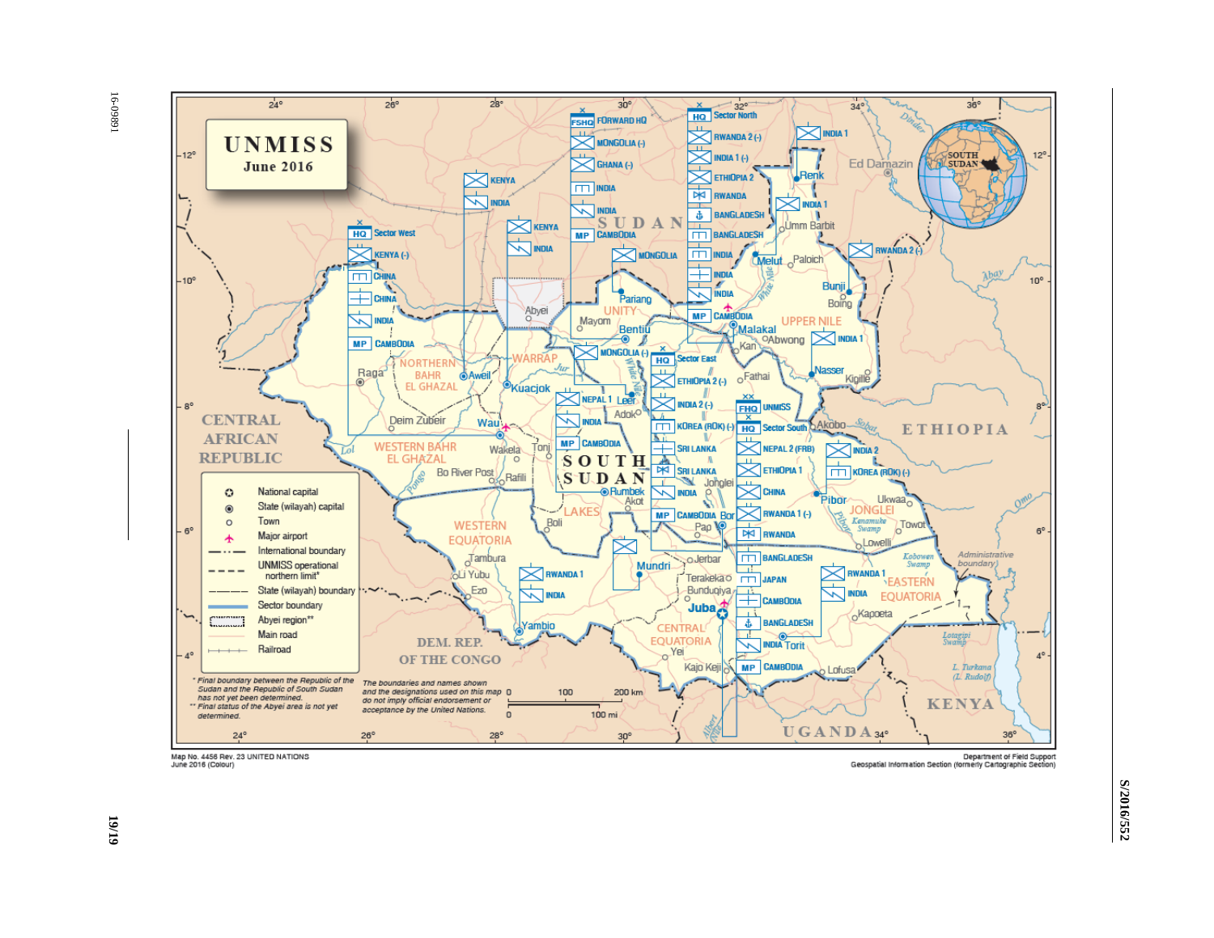# UNMISS

June 2016

\* Final boundary between the Republic of the Sudan and the Republic of South Sudan has not yet been determined.
\*\* Final status of the Abyei area is not yet determined.

The boundaries and names shown and the designations used on this map do not imply official endorsement or acceptance by the United Nations.

Map No. 4456 Rev. 23 UNITED NATIONS
June 2016 (Colour)

Department of Field Support
Geospatial Information Section (formerly Cartographic Section)